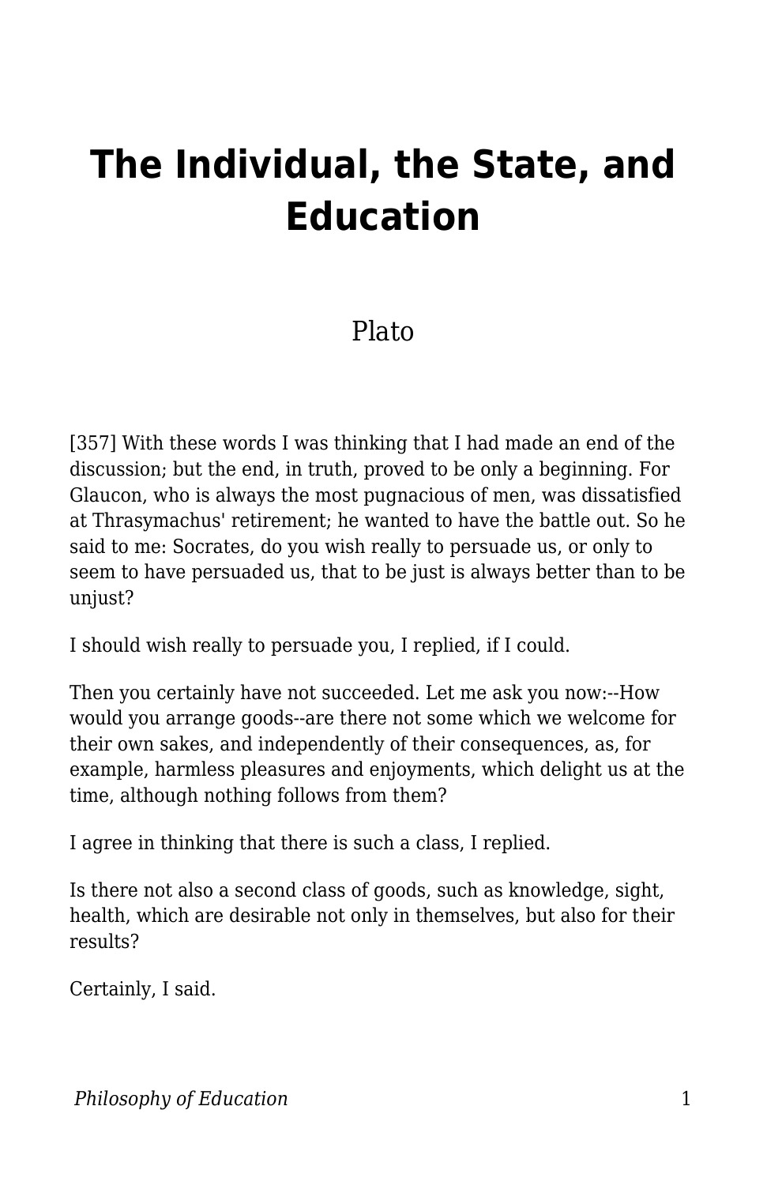# The Individual, the State, and Education

Plato

[357] With these words I was thinking that I had made an end of the discussion; but the end, in truth, proved to be only a beginning. For Glaucon, who is always the most pugnacious of men, was dissatisfied at Thrasymachus' retirement; he wanted to have the battle out. So he said to me: Socrates, do you wish really to persuade us, or only to seem to have persuaded us, that to be just is always better than to be unjust?

I should wish really to persuade you, I replied, if I could.

Then you certainly have not succeeded. Let me ask you now:--How would you arrange goods--are there not some which we welcome for their own sakes, and independently of their consequences, as, for example, harmless pleasures and enjoyments, which delight us at the time, although nothing follows from them?

I agree in thinking that there is such a class, I replied.

Is there not also a second class of goods, such as knowledge, sight, health, which are desirable not only in themselves, but also for their results?

Certainly, I said.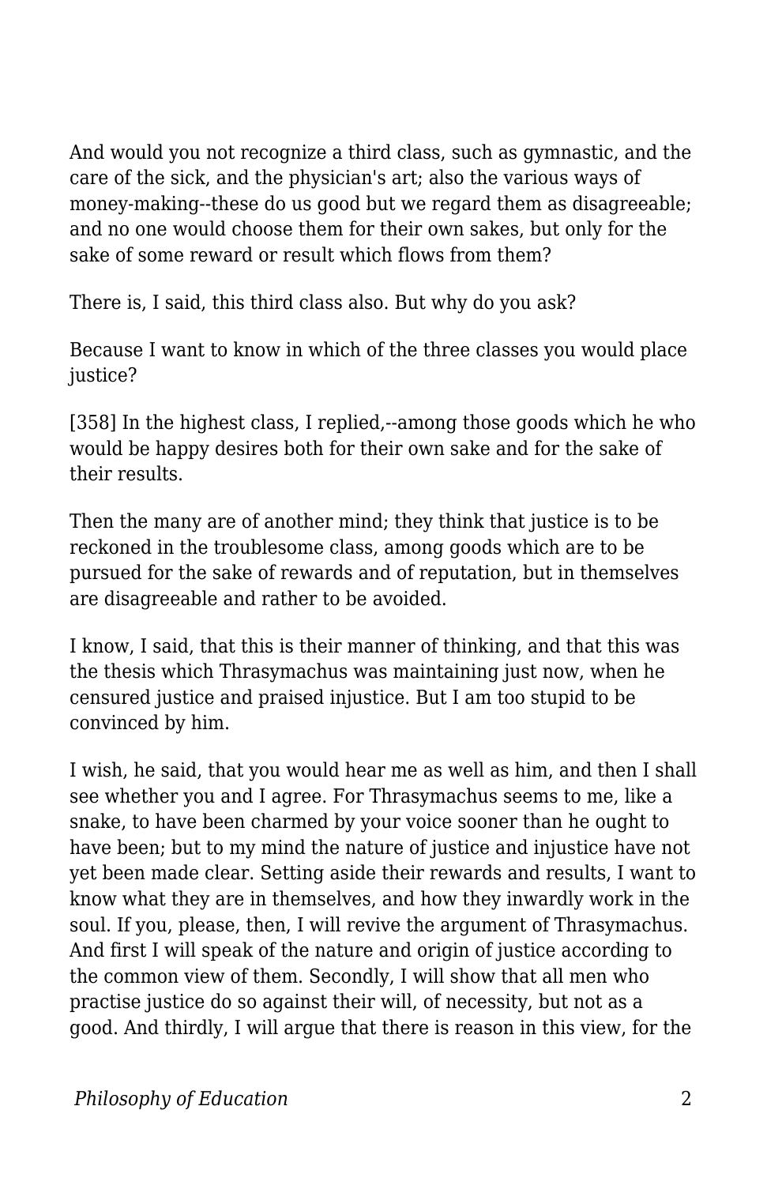And would you not recognize a third class, such as gymnastic, and the care of the sick, and the physician's art; also the various ways of money-making--these do us good but we regard them as disagreeable; and no one would choose them for their own sakes, but only for the sake of some reward or result which flows from them?

There is, I said, this third class also. But why do you ask?

Because I want to know in which of the three classes you would place justice?

[358] In the highest class, I replied,--among those goods which he who would be happy desires both for their own sake and for the sake of their results.

Then the many are of another mind; they think that justice is to be reckoned in the troublesome class, among goods which are to be pursued for the sake of rewards and of reputation, but in themselves are disagreeable and rather to be avoided.

I know, I said, that this is their manner of thinking, and that this was the thesis which Thrasymachus was maintaining just now, when he censured justice and praised injustice. But I am too stupid to be convinced by him.

I wish, he said, that you would hear me as well as him, and then I shall see whether you and I agree. For Thrasymachus seems to me, like a snake, to have been charmed by your voice sooner than he ought to have been; but to my mind the nature of justice and injustice have not yet been made clear. Setting aside their rewards and results, I want to know what they are in themselves, and how they inwardly work in the soul. If you, please, then, I will revive the argument of Thrasymachus. And first I will speak of the nature and origin of justice according to the common view of them. Secondly, I will show that all men who practise justice do so against their will, of necessity, but not as a good. And thirdly, I will argue that there is reason in this view, for the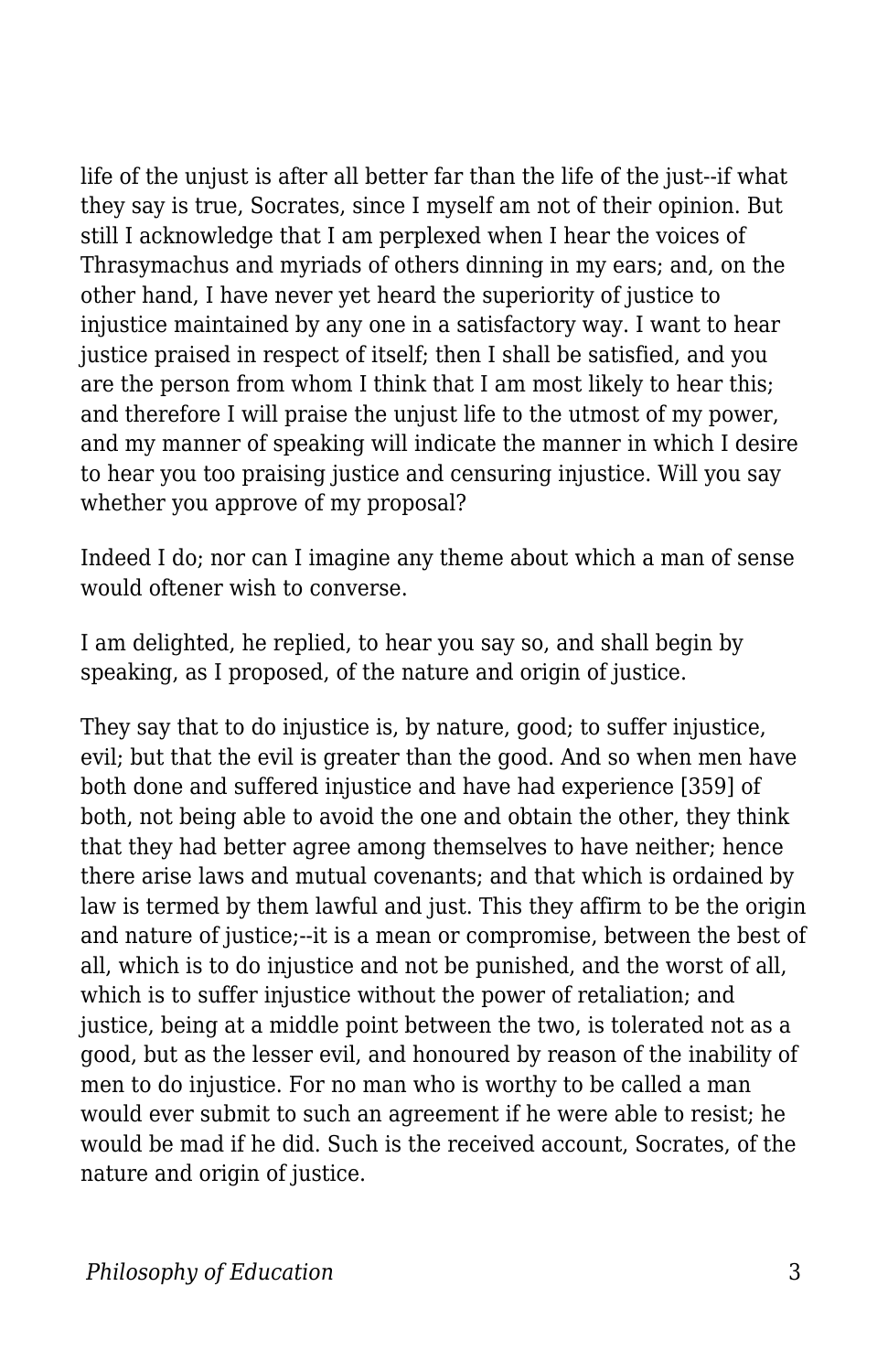life of the unjust is after all better far than the life of the just--if what they say is true, Socrates, since I myself am not of their opinion. But still I acknowledge that I am perplexed when I hear the voices of Thrasymachus and myriads of others dinning in my ears; and, on the other hand, I have never yet heard the superiority of justice to injustice maintained by any one in a satisfactory way. I want to hear justice praised in respect of itself; then I shall be satisfied, and you are the person from whom I think that I am most likely to hear this; and therefore I will praise the unjust life to the utmost of my power, and my manner of speaking will indicate the manner in which I desire to hear you too praising justice and censuring injustice. Will you say whether you approve of my proposal?

Indeed I do; nor can I imagine any theme about which a man of sense would oftener wish to converse.

I am delighted, he replied, to hear you say so, and shall begin by speaking, as I proposed, of the nature and origin of justice.

They say that to do injustice is, by nature, good; to suffer injustice, evil; but that the evil is greater than the good. And so when men have both done and suffered injustice and have had experience [359] of both, not being able to avoid the one and obtain the other, they think that they had better agree among themselves to have neither; hence there arise laws and mutual covenants; and that which is ordained by law is termed by them lawful and just. This they affirm to be the origin and nature of justice;--it is a mean or compromise, between the best of all, which is to do injustice and not be punished, and the worst of all, which is to suffer injustice without the power of retaliation; and justice, being at a middle point between the two, is tolerated not as a good, but as the lesser evil, and honoured by reason of the inability of men to do injustice. For no man who is worthy to be called a man would ever submit to such an agreement if he were able to resist; he would be mad if he did. Such is the received account, Socrates, of the nature and origin of justice.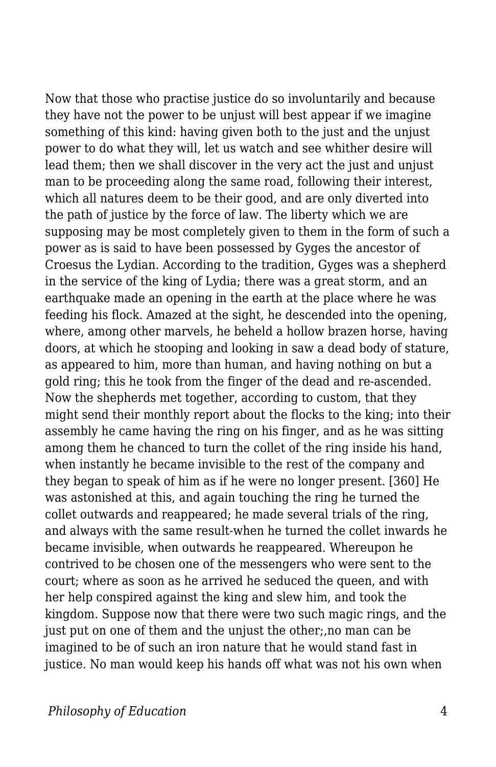Now that those who practise justice do so involuntarily and because they have not the power to be unjust will best appear if we imagine something of this kind: having given both to the just and the unjust power to do what they will, let us watch and see whither desire will lead them; then we shall discover in the very act the just and unjust man to be proceeding along the same road, following their interest, which all natures deem to be their good, and are only diverted into the path of justice by the force of law. The liberty which we are supposing may be most completely given to them in the form of such a power as is said to have been possessed by Gyges the ancestor of Croesus the Lydian. According to the tradition, Gyges was a shepherd in the service of the king of Lydia; there was a great storm, and an earthquake made an opening in the earth at the place where he was feeding his flock. Amazed at the sight, he descended into the opening, where, among other marvels, he beheld a hollow brazen horse, having doors, at which he stooping and looking in saw a dead body of stature, as appeared to him, more than human, and having nothing on but a gold ring; this he took from the finger of the dead and re-ascended. Now the shepherds met together, according to custom, that they might send their monthly report about the flocks to the king; into their assembly he came having the ring on his finger, and as he was sitting among them he chanced to turn the collet of the ring inside his hand, when instantly he became invisible to the rest of the company and they began to speak of him as if he were no longer present. [360] He was astonished at this, and again touching the ring he turned the collet outwards and reappeared; he made several trials of the ring, and always with the same result-when he turned the collet inwards he became invisible, when outwards he reappeared. Whereupon he contrived to be chosen one of the messengers who were sent to the court; where as soon as he arrived he seduced the queen, and with her help conspired against the king and slew him, and took the kingdom. Suppose now that there were two such magic rings, and the just put on one of them and the unjust the other;,no man can be imagined to be of such an iron nature that he would stand fast in justice. No man would keep his hands off what was not his own when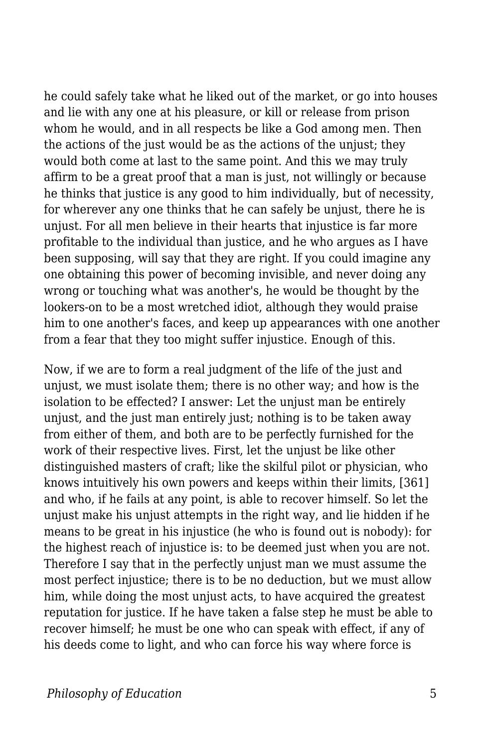he could safely take what he liked out of the market, or go into houses and lie with any one at his pleasure, or kill or release from prison whom he would, and in all respects be like a God among men. Then the actions of the just would be as the actions of the unjust; they would both come at last to the same point. And this we may truly affirm to be a great proof that a man is just, not willingly or because he thinks that justice is any good to him individually, but of necessity, for wherever any one thinks that he can safely be unjust, there he is unjust. For all men believe in their hearts that injustice is far more profitable to the individual than justice, and he who argues as I have been supposing, will say that they are right. If you could imagine any one obtaining this power of becoming invisible, and never doing any wrong or touching what was another's, he would be thought by the lookers-on to be a most wretched idiot, although they would praise him to one another's faces, and keep up appearances with one another from a fear that they too might suffer injustice. Enough of this.

Now, if we are to form a real judgment of the life of the just and unjust, we must isolate them; there is no other way; and how is the isolation to be effected? I answer: Let the unjust man be entirely unjust, and the just man entirely just; nothing is to be taken away from either of them, and both are to be perfectly furnished for the work of their respective lives. First, let the unjust be like other distinguished masters of craft; like the skilful pilot or physician, who knows intuitively his own powers and keeps within their limits, [361] and who, if he fails at any point, is able to recover himself. So let the unjust make his unjust attempts in the right way, and lie hidden if he means to be great in his injustice (he who is found out is nobody): for the highest reach of injustice is: to be deemed just when you are not. Therefore I say that in the perfectly unjust man we must assume the most perfect injustice; there is to be no deduction, but we must allow him, while doing the most unjust acts, to have acquired the greatest reputation for justice. If he have taken a false step he must be able to recover himself; he must be one who can speak with effect, if any of his deeds come to light, and who can force his way where force is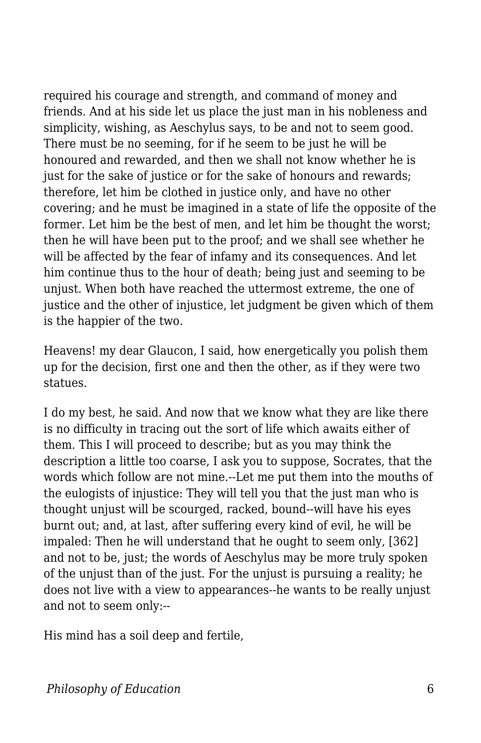required his courage and strength, and command of money and friends. And at his side let us place the just man in his nobleness and simplicity, wishing, as Aeschylus says, to be and not to seem good. There must be no seeming, for if he seem to be just he will be honoured and rewarded, and then we shall not know whether he is just for the sake of justice or for the sake of honours and rewards; therefore, let him be clothed in justice only, and have no other covering; and he must be imagined in a state of life the opposite of the former. Let him be the best of men, and let him be thought the worst; then he will have been put to the proof; and we shall see whether he will be affected by the fear of infamy and its consequences. And let him continue thus to the hour of death; being just and seeming to be unjust. When both have reached the uttermost extreme, the one of justice and the other of injustice, let judgment be given which of them is the happier of the two.

Heavens! my dear Glaucon, I said, how energetically you polish them up for the decision, first one and then the other, as if they were two statues.

I do my best, he said. And now that we know what they are like there is no difficulty in tracing out the sort of life which awaits either of them. This I will proceed to describe; but as you may think the description a little too coarse, I ask you to suppose, Socrates, that the words which follow are not mine.--Let me put them into the mouths of the eulogists of injustice: They will tell you that the just man who is thought unjust will be scourged, racked, bound--will have his eyes burnt out; and, at last, after suffering every kind of evil, he will be impaled: Then he will understand that he ought to seem only, [362] and not to be, just; the words of Aeschylus may be more truly spoken of the unjust than of the just. For the unjust is pursuing a reality; he does not live with a view to appearances--he wants to be really unjust and not to seem only:--

His mind has a soil deep and fertile,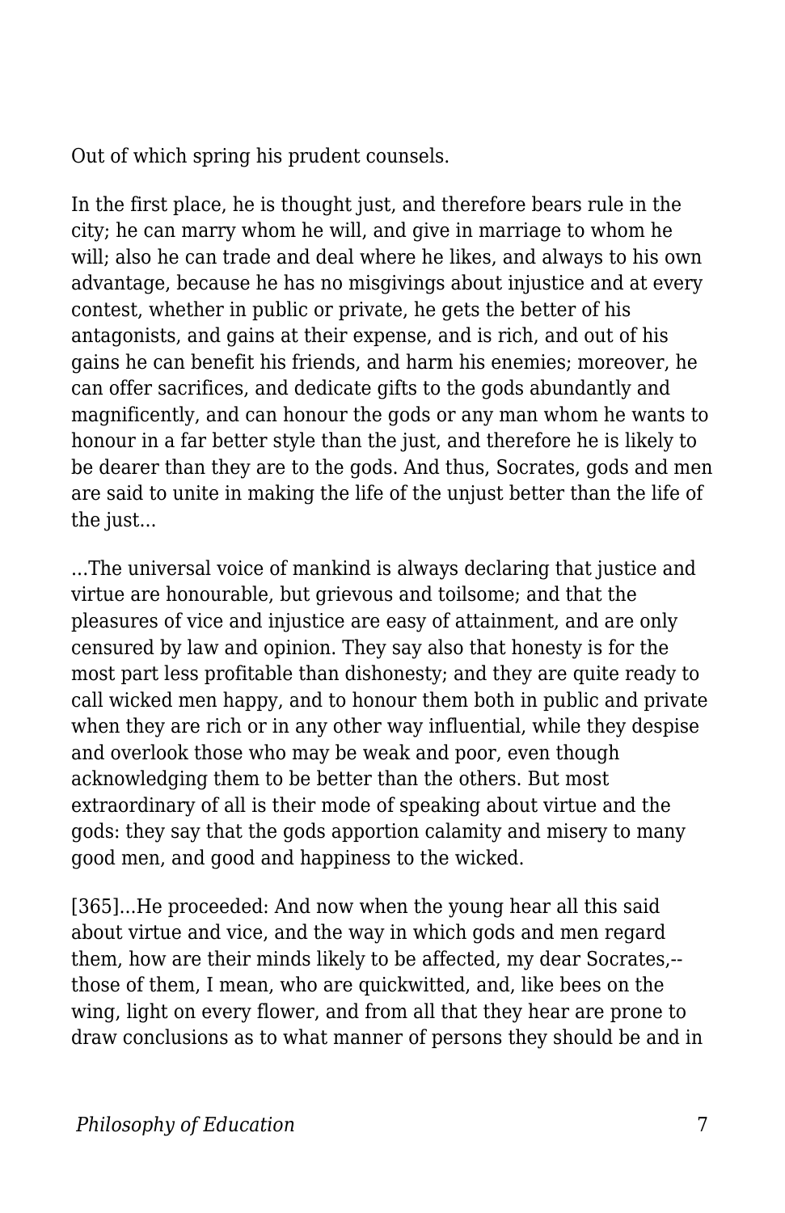Out of which spring his prudent counsels.

In the first place, he is thought just, and therefore bears rule in the city; he can marry whom he will, and give in marriage to whom he will; also he can trade and deal where he likes, and always to his own advantage, because he has no misgivings about injustice and at every contest, whether in public or private, he gets the better of his antagonists, and gains at their expense, and is rich, and out of his gains he can benefit his friends, and harm his enemies; moreover, he can offer sacrifices, and dedicate gifts to the gods abundantly and magnificently, and can honour the gods or any man whom he wants to honour in a far better style than the just, and therefore he is likely to be dearer than they are to the gods. And thus, Socrates, gods and men are said to unite in making the life of the unjust better than the life of the just...

...The universal voice of mankind is always declaring that justice and virtue are honourable, but grievous and toilsome; and that the pleasures of vice and injustice are easy of attainment, and are only censured by law and opinion. They say also that honesty is for the most part less profitable than dishonesty; and they are quite ready to call wicked men happy, and to honour them both in public and private when they are rich or in any other way influential, while they despise and overlook those who may be weak and poor, even though acknowledging them to be better than the others. But most extraordinary of all is their mode of speaking about virtue and the gods: they say that the gods apportion calamity and misery to many good men, and good and happiness to the wicked.

[365]...He proceeded: And now when the young hear all this said about virtue and vice, and the way in which gods and men regard them, how are their minds likely to be affected, my dear Socrates,--those of them, I mean, who are quickwitted, and, like bees on the wing, light on every flower, and from all that they hear are prone to draw conclusions as to what manner of persons they should be and in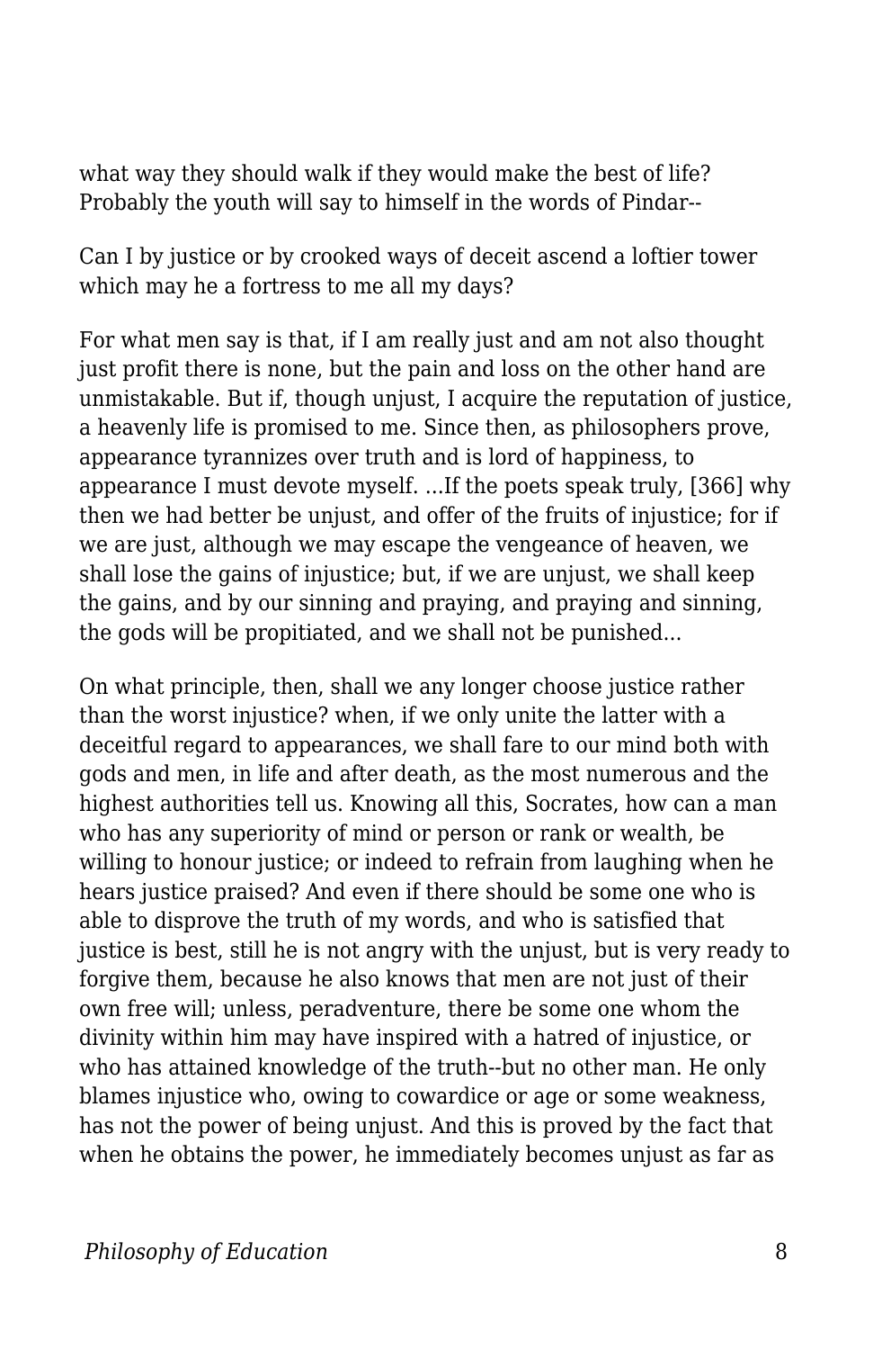what way they should walk if they would make the best of life? Probably the youth will say to himself in the words of Pindar--

Can I by justice or by crooked ways of deceit ascend a loftier tower which may he a fortress to me all my days?

For what men say is that, if I am really just and am not also thought just profit there is none, but the pain and loss on the other hand are unmistakable. But if, though unjust, I acquire the reputation of justice, a heavenly life is promised to me. Since then, as philosophers prove, appearance tyrannizes over truth and is lord of happiness, to appearance I must devote myself. ...If the poets speak truly, [366] why then we had better be unjust, and offer of the fruits of injustice; for if we are just, although we may escape the vengeance of heaven, we shall lose the gains of injustice; but, if we are unjust, we shall keep the gains, and by our sinning and praying, and praying and sinning, the gods will be propitiated, and we shall not be punished...

On what principle, then, shall we any longer choose justice rather than the worst injustice? when, if we only unite the latter with a deceitful regard to appearances, we shall fare to our mind both with gods and men, in life and after death, as the most numerous and the highest authorities tell us. Knowing all this, Socrates, how can a man who has any superiority of mind or person or rank or wealth, be willing to honour justice; or indeed to refrain from laughing when he hears justice praised? And even if there should be some one who is able to disprove the truth of my words, and who is satisfied that justice is best, still he is not angry with the unjust, but is very ready to forgive them, because he also knows that men are not just of their own free will; unless, peradventure, there be some one whom the divinity within him may have inspired with a hatred of injustice, or who has attained knowledge of the truth--but no other man. He only blames injustice who, owing to cowardice or age or some weakness, has not the power of being unjust. And this is proved by the fact that when he obtains the power, he immediately becomes unjust as far as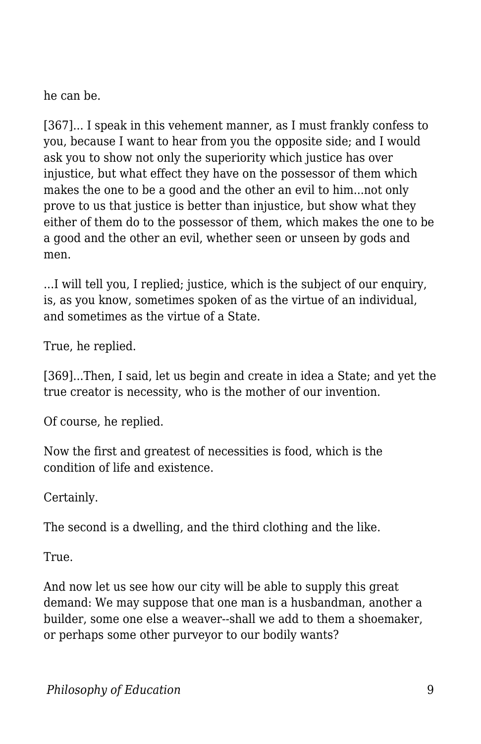he can be.

[367]... I speak in this vehement manner, as I must frankly confess to you, because I want to hear from you the opposite side; and I would ask you to show not only the superiority which justice has over injustice, but what effect they have on the possessor of them which makes the one to be a good and the other an evil to him...not only prove to us that justice is better than injustice, but show what they either of them do to the possessor of them, which makes the one to be a good and the other an evil, whether seen or unseen by gods and men.

...I will tell you, I replied; justice, which is the subject of our enquiry, is, as you know, sometimes spoken of as the virtue of an individual, and sometimes as the virtue of a State.

True, he replied.

[369]...Then, I said, let us begin and create in idea a State; and yet the true creator is necessity, who is the mother of our invention.

Of course, he replied.

Now the first and greatest of necessities is food, which is the condition of life and existence.

Certainly.

The second is a dwelling, and the third clothing and the like.

True.

And now let us see how our city will be able to supply this great demand: We may suppose that one man is a husbandman, another a builder, some one else a weaver--shall we add to them a shoemaker, or perhaps some other purveyor to our bodily wants?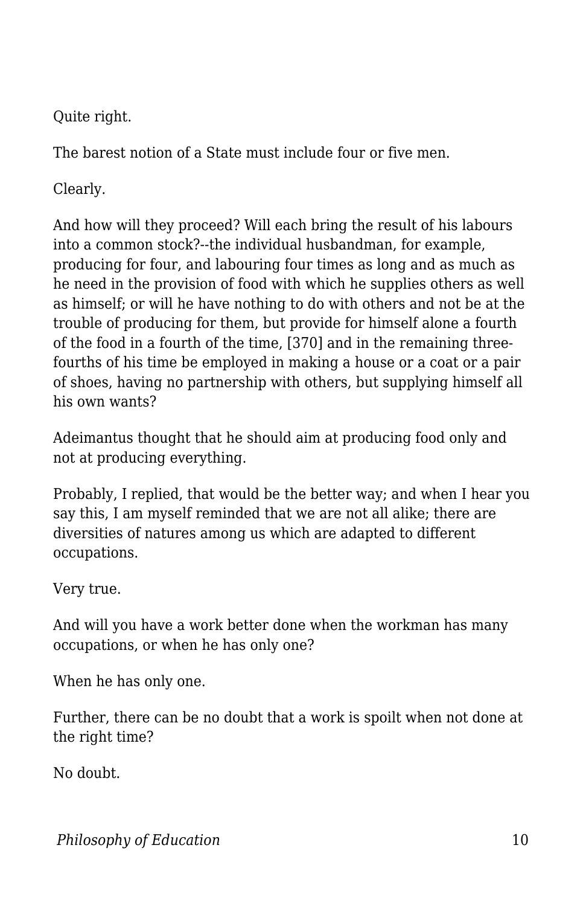Quite right.

The barest notion of a State must include four or five men.

Clearly.

And how will they proceed? Will each bring the result of his labours into a common stock?--the individual husbandman, for example, producing for four, and labouring four times as long and as much as he need in the provision of food with which he supplies others as well as himself; or will he have nothing to do with others and not be at the trouble of producing for them, but provide for himself alone a fourth of the food in a fourth of the time, [370] and in the remaining three-fourths of his time be employed in making a house or a coat or a pair of shoes, having no partnership with others, but supplying himself all his own wants?

Adeimantus thought that he should aim at producing food only and not at producing everything.

Probably, I replied, that would be the better way; and when I hear you say this, I am myself reminded that we are not all alike; there are diversities of natures among us which are adapted to different occupations.

Very true.

And will you have a work better done when the workman has many occupations, or when he has only one?

When he has only one.

Further, there can be no doubt that a work is spoilt when not done at the right time?

No doubt.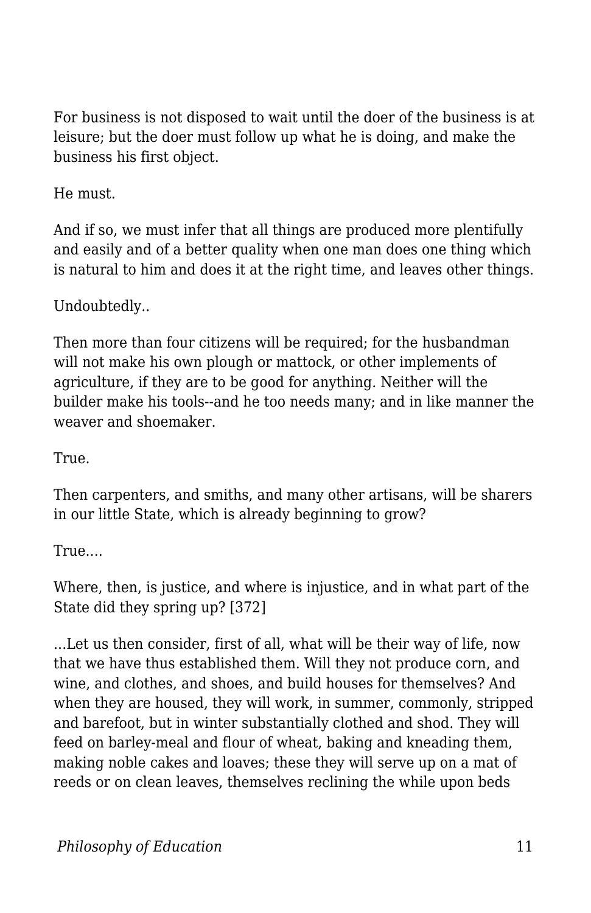For business is not disposed to wait until the doer of the business is at leisure; but the doer must follow up what he is doing, and make the business his first object.

He must.

And if so, we must infer that all things are produced more plentifully and easily and of a better quality when one man does one thing which is natural to him and does it at the right time, and leaves other things.

Undoubtedly..

Then more than four citizens will be required; for the husbandman will not make his own plough or mattock, or other implements of agriculture, if they are to be good for anything. Neither will the builder make his tools--and he too needs many; and in like manner the weaver and shoemaker.

True.

Then carpenters, and smiths, and many other artisans, will be sharers in our little State, which is already beginning to grow?

True....

Where, then, is justice, and where is injustice, and in what part of the State did they spring up? [372]

...Let us then consider, first of all, what will be their way of life, now that we have thus established them. Will they not produce corn, and wine, and clothes, and shoes, and build houses for themselves? And when they are housed, they will work, in summer, commonly, stripped and barefoot, but in winter substantially clothed and shod. They will feed on barley-meal and flour of wheat, baking and kneading them, making noble cakes and loaves; these they will serve up on a mat of reeds or on clean leaves, themselves reclining the while upon beds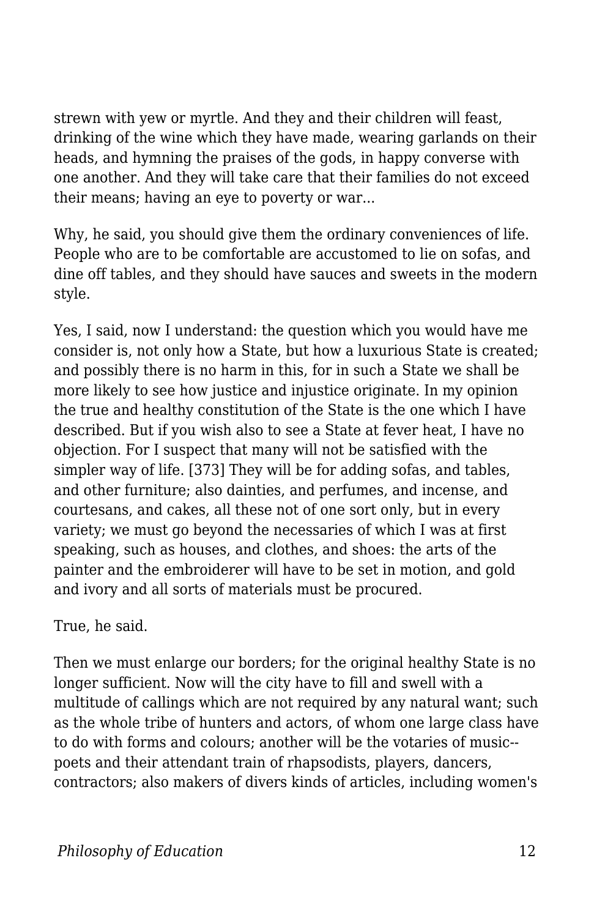strewn with yew or myrtle. And they and their children will feast, drinking of the wine which they have made, wearing garlands on their heads, and hymning the praises of the gods, in happy converse with one another. And they will take care that their families do not exceed their means; having an eye to poverty or war...

Why, he said, you should give them the ordinary conveniences of life. People who are to be comfortable are accustomed to lie on sofas, and dine off tables, and they should have sauces and sweets in the modern style.

Yes, I said, now I understand: the question which you would have me consider is, not only how a State, but how a luxurious State is created; and possibly there is no harm in this, for in such a State we shall be more likely to see how justice and injustice originate. In my opinion the true and healthy constitution of the State is the one which I have described. But if you wish also to see a State at fever heat, I have no objection. For I suspect that many will not be satisfied with the simpler way of life. [373] They will be for adding sofas, and tables, and other furniture; also dainties, and perfumes, and incense, and courtesans, and cakes, all these not of one sort only, but in every variety; we must go beyond the necessaries of which I was at first speaking, such as houses, and clothes, and shoes: the arts of the painter and the embroiderer will have to be set in motion, and gold and ivory and all sorts of materials must be procured.

True, he said.

Then we must enlarge our borders; for the original healthy State is no longer sufficient. Now will the city have to fill and swell with a multitude of callings which are not required by any natural want; such as the whole tribe of hunters and actors, of whom one large class have to do with forms and colours; another will be the votaries of music--poets and their attendant train of rhapsodists, players, dancers, contractors; also makers of divers kinds of articles, including women's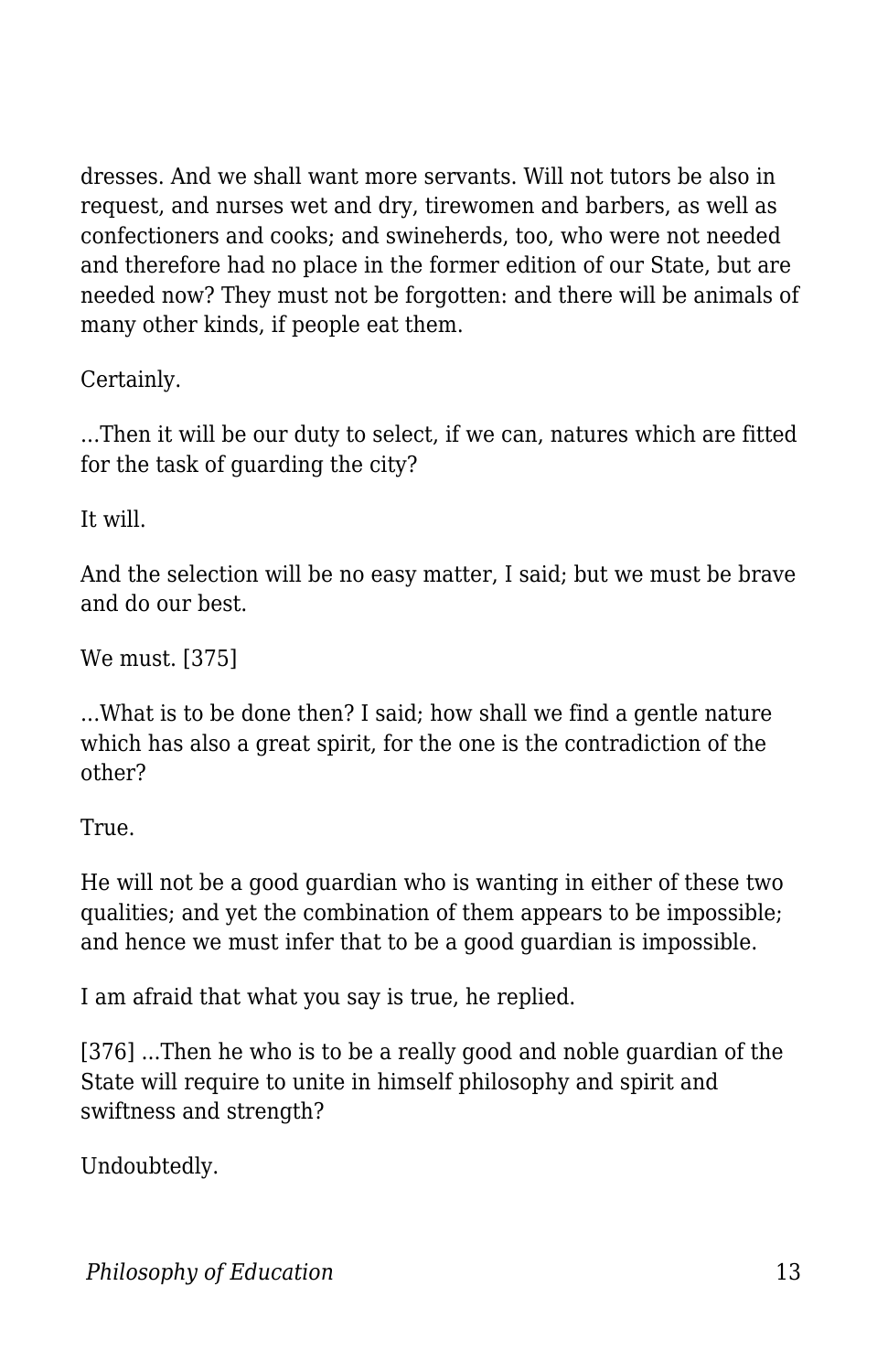dresses. And we shall want more servants. Will not tutors be also in request, and nurses wet and dry, tirewomen and barbers, as well as confectioners and cooks; and swineherds, too, who were not needed and therefore had no place in the former edition of our State, but are needed now? They must not be forgotten: and there will be animals of many other kinds, if people eat them.

Certainly.

...Then it will be our duty to select, if we can, natures which are fitted for the task of guarding the city?

It will.

And the selection will be no easy matter, I said; but we must be brave and do our best.

We must. [375]

...What is to be done then? I said; how shall we find a gentle nature which has also a great spirit, for the one is the contradiction of the other?

True.

He will not be a good guardian who is wanting in either of these two qualities; and yet the combination of them appears to be impossible; and hence we must infer that to be a good guardian is impossible.

I am afraid that what you say is true, he replied.

[376] ...Then he who is to be a really good and noble guardian of the State will require to unite in himself philosophy and spirit and swiftness and strength?

Undoubtedly.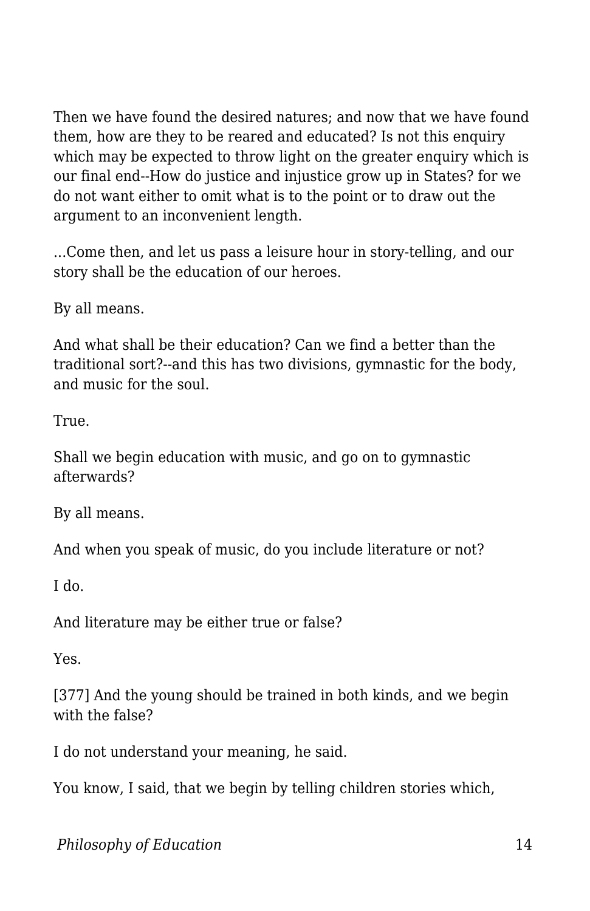Then we have found the desired natures; and now that we have found them, how are they to be reared and educated? Is not this enquiry which may be expected to throw light on the greater enquiry which is our final end--How do justice and injustice grow up in States? for we do not want either to omit what is to the point or to draw out the argument to an inconvenient length.

...Come then, and let us pass a leisure hour in story-telling, and our story shall be the education of our heroes.

By all means.

And what shall be their education? Can we find a better than the traditional sort?--and this has two divisions, gymnastic for the body, and music for the soul.

True.

Shall we begin education with music, and go on to gymnastic afterwards?

By all means.

And when you speak of music, do you include literature or not?

I do.

And literature may be either true or false?

Yes.

[377] And the young should be trained in both kinds, and we begin with the false?

I do not understand your meaning, he said.

You know, I said, that we begin by telling children stories which,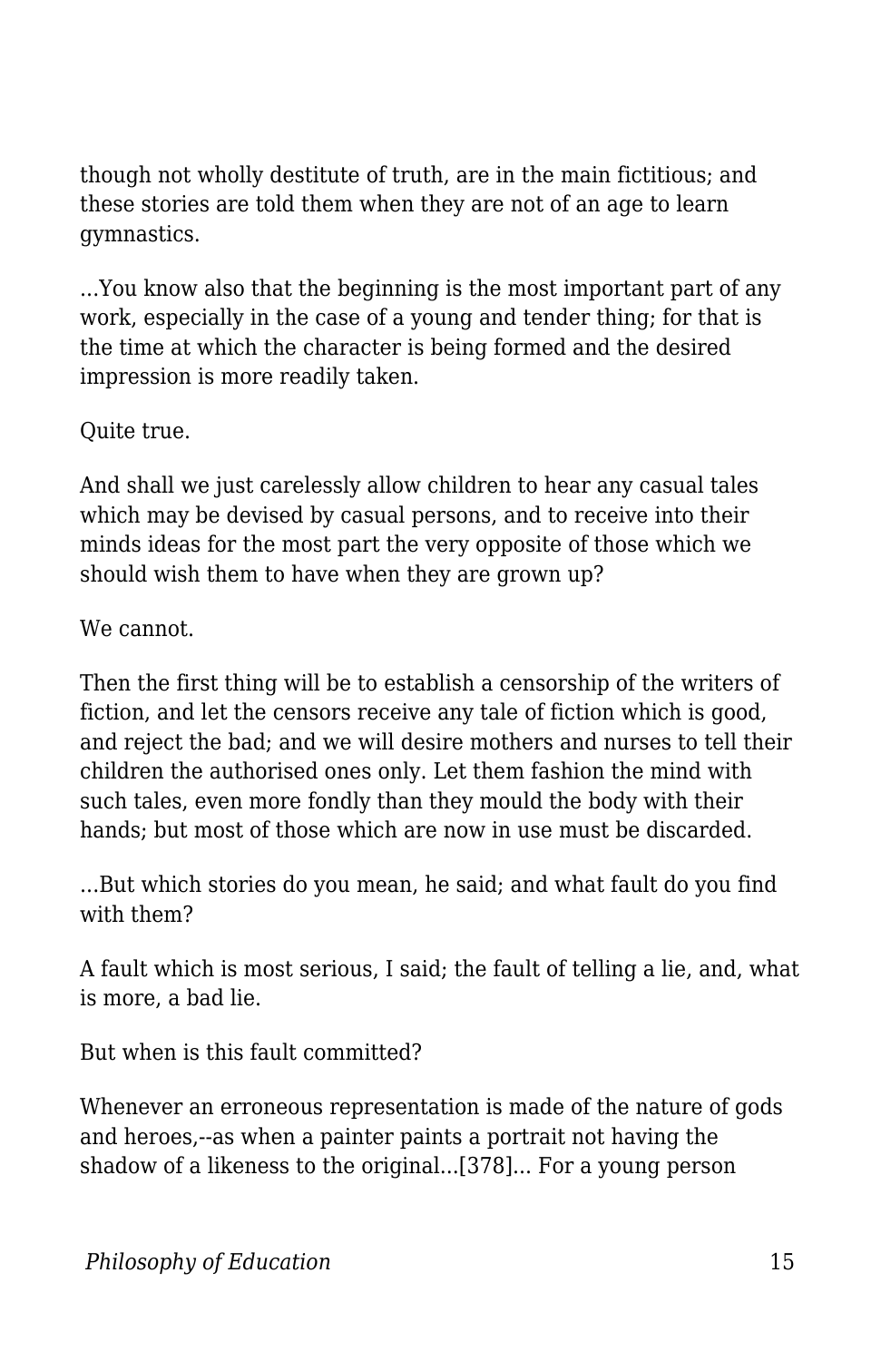though not wholly destitute of truth, are in the main fictitious; and these stories are told them when they are not of an age to learn gymnastics.

...You know also that the beginning is the most important part of any work, especially in the case of a young and tender thing; for that is the time at which the character is being formed and the desired impression is more readily taken.

Quite true.

And shall we just carelessly allow children to hear any casual tales which may be devised by casual persons, and to receive into their minds ideas for the most part the very opposite of those which we should wish them to have when they are grown up?

We cannot.

Then the first thing will be to establish a censorship of the writers of fiction, and let the censors receive any tale of fiction which is good, and reject the bad; and we will desire mothers and nurses to tell their children the authorised ones only. Let them fashion the mind with such tales, even more fondly than they mould the body with their hands; but most of those which are now in use must be discarded.

...But which stories do you mean, he said; and what fault do you find with them?

A fault which is most serious, I said; the fault of telling a lie, and, what is more, a bad lie.

But when is this fault committed?

Whenever an erroneous representation is made of the nature of gods and heroes,--as when a painter paints a portrait not having the shadow of a likeness to the original...[378]... For a young person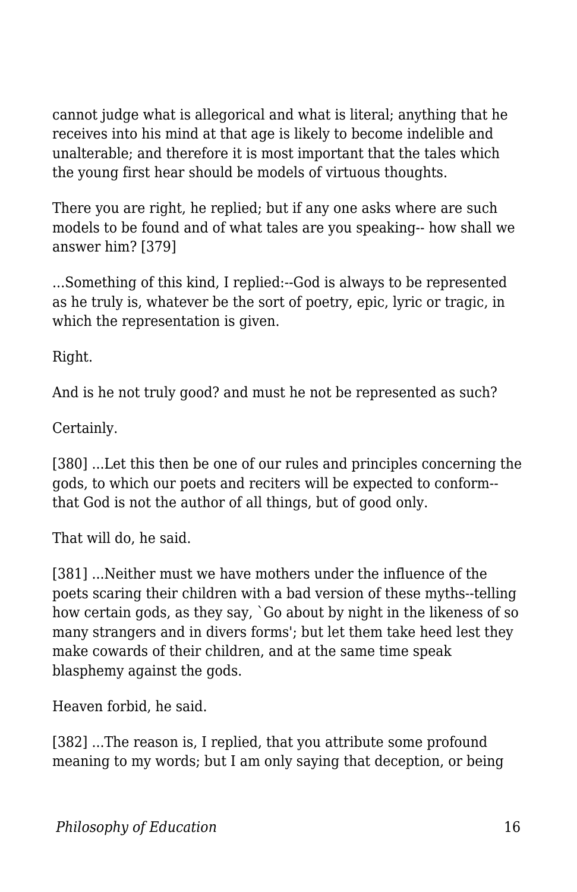cannot judge what is allegorical and what is literal; anything that he receives into his mind at that age is likely to become indelible and unalterable; and therefore it is most important that the tales which the young first hear should be models of virtuous thoughts.

There you are right, he replied; but if any one asks where are such models to be found and of what tales are you speaking-- how shall we answer him? [379]

...Something of this kind, I replied:--God is always to be represented as he truly is, whatever be the sort of poetry, epic, lyric or tragic, in which the representation is given.

Right.

And is he not truly good? and must he not be represented as such?

Certainly.

[380] ...Let this then be one of our rules and principles concerning the gods, to which our poets and reciters will be expected to conform-- that God is not the author of all things, but of good only.

That will do, he said.

[381] ...Neither must we have mothers under the influence of the poets scaring their children with a bad version of these myths--telling how certain gods, as they say, `Go about by night in the likeness of so many strangers and in divers forms'; but let them take heed lest they make cowards of their children, and at the same time speak blasphemy against the gods.

Heaven forbid, he said.

[382] ...The reason is, I replied, that you attribute some profound meaning to my words; but I am only saying that deception, or being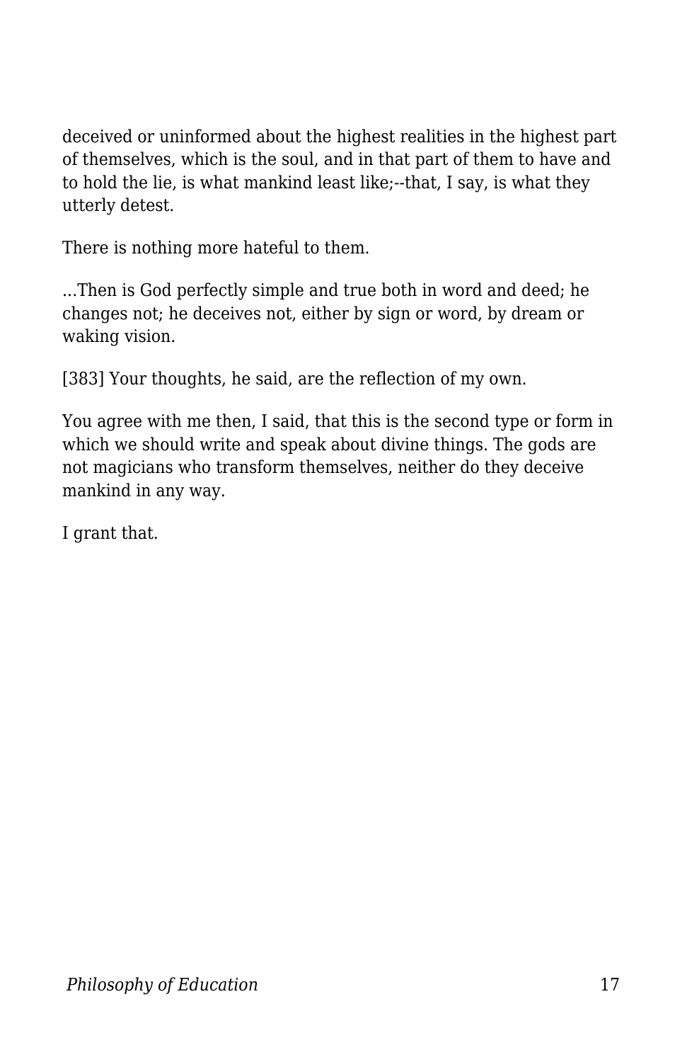deceived or uninformed about the highest realities in the highest part of themselves, which is the soul, and in that part of them to have and to hold the lie, is what mankind least like;--that, I say, is what they utterly detest.

There is nothing more hateful to them.

...Then is God perfectly simple and true both in word and deed; he changes not; he deceives not, either by sign or word, by dream or waking vision.

[383] Your thoughts, he said, are the reflection of my own.

You agree with me then, I said, that this is the second type or form in which we should write and speak about divine things. The gods are not magicians who transform themselves, neither do they deceive mankind in any way.

I grant that.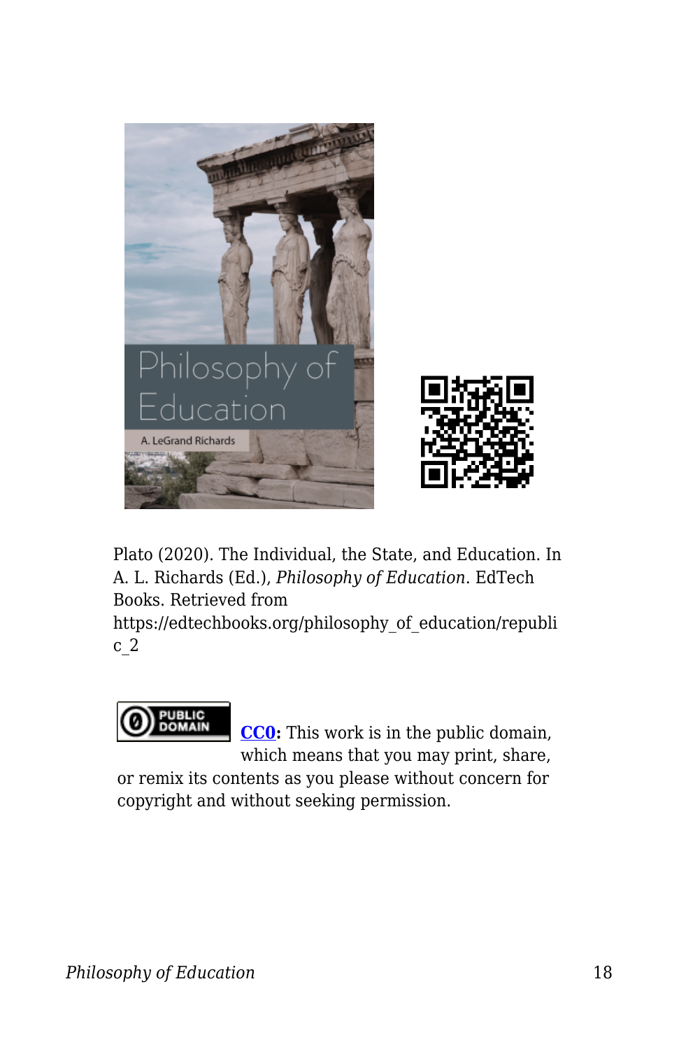Plato (2020). The Individual, the State, and Education. In A. L. Richards (Ed.), *Philosophy of Education*. EdTech Books. Retrieved from https://edtechbooks.org/philosophy_of_education/republic_2

**[CC0](https://creativecommons.org/publicdomain/zero/1.0/):** This work is in the public domain, which means that you may print, share, or remix its contents as you please without concern for copyright and without seeking permission.